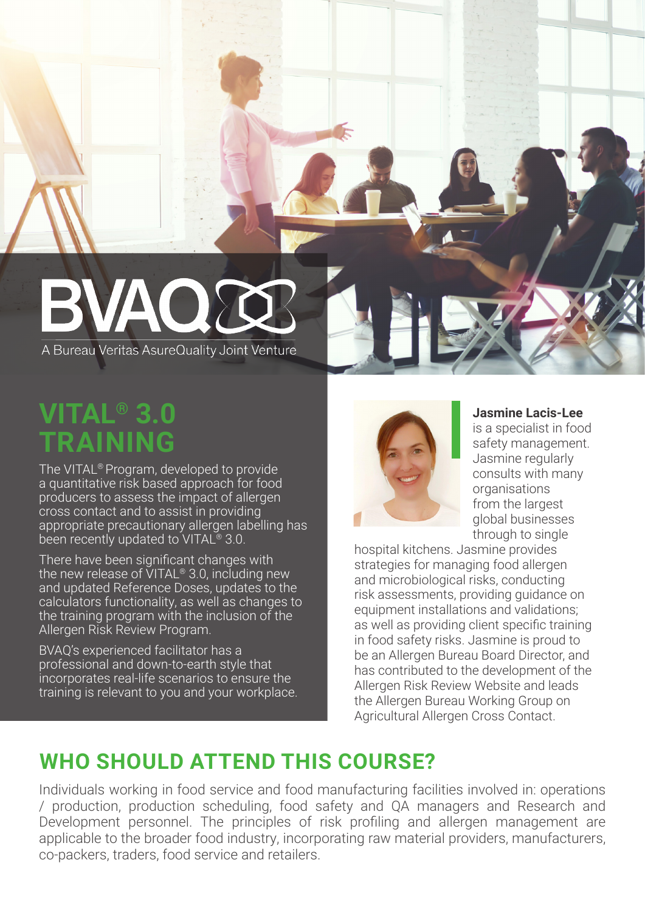BVAQ

A Bureau Veritas AsureQuality Joint Venture

# VITAL® 3.0 TRAINING

The VITAL® Program, developed to provide a quantitative risk based approach for food producers to assess the impact of allergen cross contact and to assist in providing appropriate precautionary allergen labelling has been recently updated to VITAL® 3.0.

There have been significant changes with the new release of VITAL® 3.0, including new and updated Reference Doses, updates to the calculators functionality, as well as changes to the training program with the inclusion of the Allergen Risk Review Program.

BVAQ's experienced facilitator has a professional and down-to-earth style that incorporates real-life scenarios to ensure the training is relevant to you and your workplace.

**Jasmine Lacis-Lee** is a specialist in food safety management. Jasmine regularly consults with many organisations from the largest global businesses through to single hospital kitchens. Jasmine provides strategies for managing food allergen and microbiological risks, conducting risk assessments, providing guidance on equipment installations and validations; as well as providing client specific training in food safety risks. Jasmine is proud to be an Allergen Bureau Board Director, and has contributed to the development of the Allergen Risk Review Website and leads the Allergen Bureau Working Group on Agricultural Allergen Cross Contact.

## WHO SHOULD ATTEND THIS COURSE?

Individuals working in food service and food manufacturing facilities involved in: operations / production, production scheduling, food safety and QA managers and Research and Development personnel. The principles of risk profiling and allergen management are applicable to the broader food industry, incorporating raw material providers, manufacturers, co-packers, traders, food service and retailers.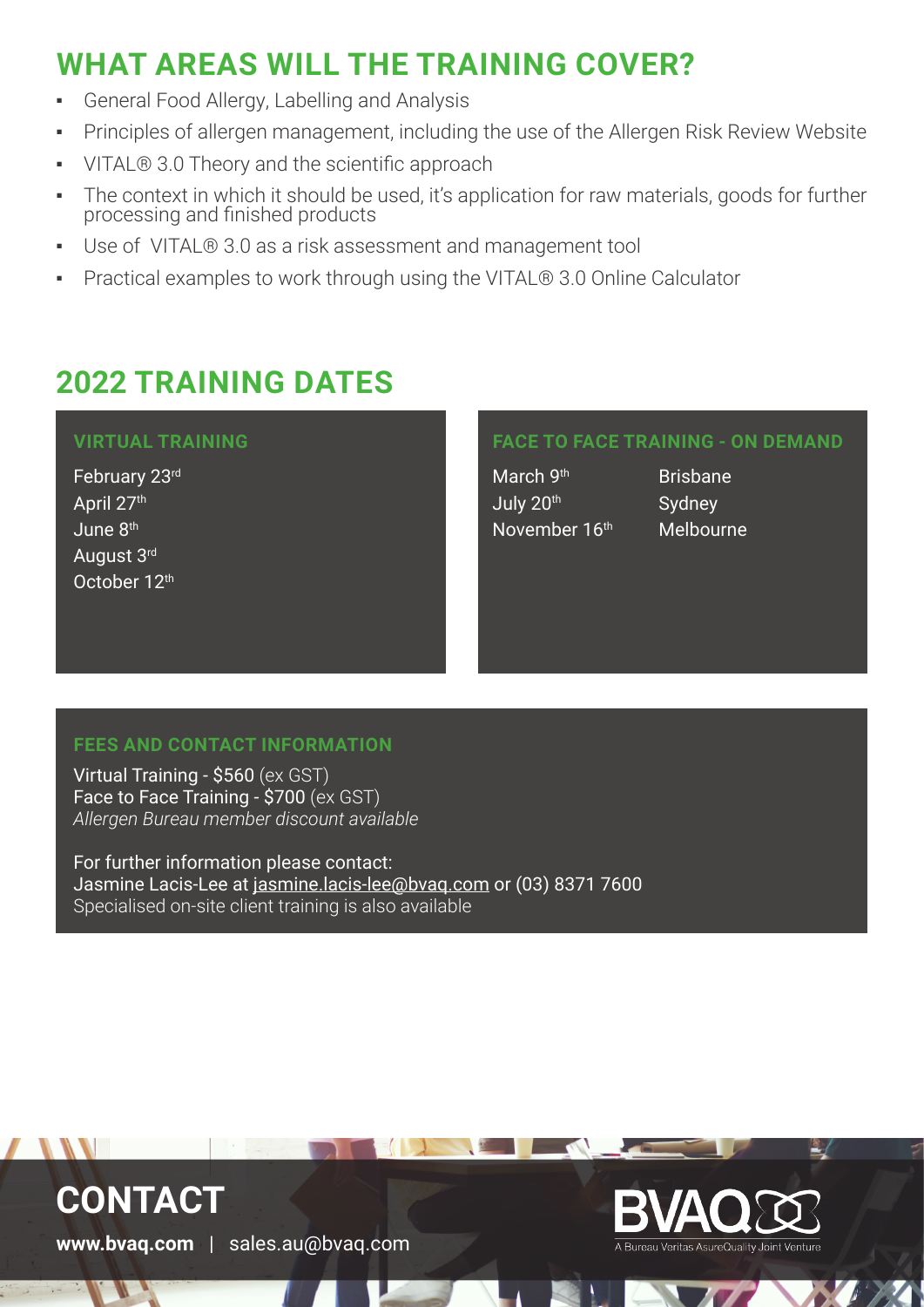## WHAT AREAS WILL THE TRAINING COVER?

- General Food Allergy, Labelling and Analysis
- Principles of allergen management, including the use of the Allergen Risk Review Website
- VITAL® 3.0 Theory and the scientific approach
- The context in which it should be used, it's application for raw materials, goods for further processing and finished products
- Use of VITAL® 3.0 as a risk assessment and management tool
- Practical examples to work through using the VITAL® 3.0 Online Calculator

## 2022 TRAINING DATES

### VIRTUAL TRAINING

February 23rd
April 27th
June 8th
August 3rd
October 12th

### FACE TO FACE TRAINING - ON DEMAND

| | |
|---|---|
| March 9th | Brisbane |
| July 20th | Sydney |
| November 16th | Melbourne |

### FEES AND CONTACT INFORMATION

Virtual Training - $560 (ex GST)
Face to Face Training - $700 (ex GST)
*Allergen Bureau member discount available*

For further information please contact:
Jasmine Lacis-Lee at jasmine.lacis-lee@bvaq.com or (03) 8371 7600
Specialised on-site client training is also available

## CONTACT

**www.bvaq.com** | sales.au@bvaq.com

BVAQ
A Bureau Veritas AsureQuality Joint Venture